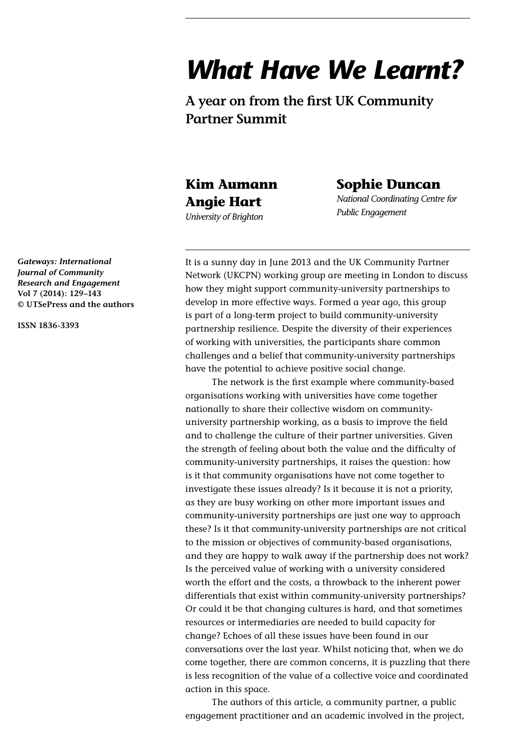# *What Have We Learnt?*

## A year on from the first UK Community Partner Summit

**Kim Aumann**
**Angie Hart**
*University of Brighton*

**Sophie Duncan**
*National Coordinating Centre for Public Engagement*

***Gateways: International Journal of Community Research and Engagement***
**Vol 7 (2014): 129–143**
**© UTSePress and the authors**

**ISSN 1836-3393**

It is a sunny day in June 2013 and the UK Community Partner Network (UKCPN) working group are meeting in London to discuss how they might support community-university partnerships to develop in more effective ways. Formed a year ago, this group is part of a long-term project to build community-university partnership resilience. Despite the diversity of their experiences of working with universities, the participants share common challenges and a belief that community-university partnerships have the potential to achieve positive social change.

The network is the first example where community-based organisations working with universities have come together nationally to share their collective wisdom on community-university partnership working, as a basis to improve the field and to challenge the culture of their partner universities. Given the strength of feeling about both the value and the difficulty of community-university partnerships, it raises the question: how is it that community organisations have not come together to investigate these issues already? Is it because it is not a priority, as they are busy working on other more important issues and community-university partnerships are just one way to approach these? Is it that community-university partnerships are not critical to the mission or objectives of community-based organisations, and they are happy to walk away if the partnership does not work? Is the perceived value of working with a university considered worth the effort and the costs, a throwback to the inherent power differentials that exist within community-university partnerships? Or could it be that changing cultures is hard, and that sometimes resources or intermediaries are needed to build capacity for change? Echoes of all these issues have been found in our conversations over the last year. Whilst noticing that, when we do come together, there are common concerns, it is puzzling that there is less recognition of the value of a collective voice and coordinated action in this space.

The authors of this article, a community partner, a public engagement practitioner and an academic involved in the project,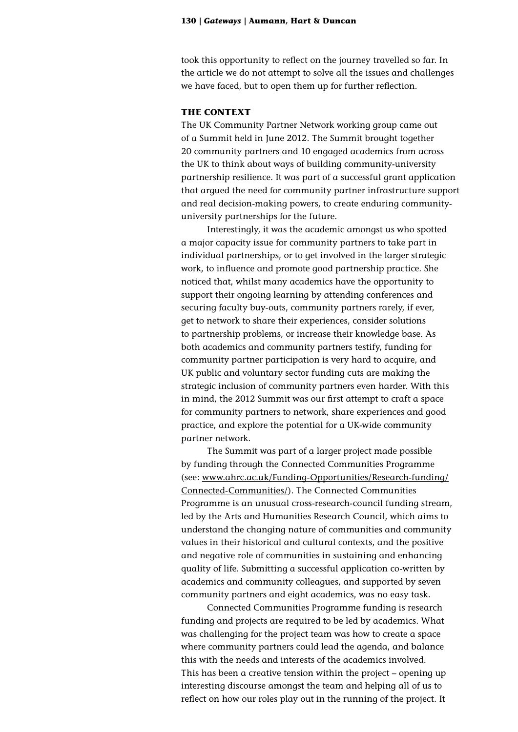took this opportunity to reflect on the journey travelled so far. In the article we do not attempt to solve all the issues and challenges we have faced, but to open them up for further reflection.

## THE CONTEXT

The UK Community Partner Network working group came out of a Summit held in June 2012. The Summit brought together 20 community partners and 10 engaged academics from across the UK to think about ways of building community-university partnership resilience. It was part of a successful grant application that argued the need for community partner infrastructure support and real decision-making powers, to create enduring community-university partnerships for the future.

Interestingly, it was the academic amongst us who spotted a major capacity issue for community partners to take part in individual partnerships, or to get involved in the larger strategic work, to influence and promote good partnership practice. She noticed that, whilst many academics have the opportunity to support their ongoing learning by attending conferences and securing faculty buy-outs, community partners rarely, if ever, get to network to share their experiences, consider solutions to partnership problems, or increase their knowledge base. As both academics and community partners testify, funding for community partner participation is very hard to acquire, and UK public and voluntary sector funding cuts are making the strategic inclusion of community partners even harder. With this in mind, the 2012 Summit was our first attempt to craft a space for community partners to network, share experiences and good practice, and explore the potential for a UK-wide community partner network.

The Summit was part of a larger project made possible by funding through the Connected Communities Programme (see: www.ahrc.ac.uk/Funding-Opportunities/Research-funding/Connected-Communities/). The Connected Communities Programme is an unusual cross-research-council funding stream, led by the Arts and Humanities Research Council, which aims to understand the changing nature of communities and community values in their historical and cultural contexts, and the positive and negative role of communities in sustaining and enhancing quality of life. Submitting a successful application co-written by academics and community colleagues, and supported by seven community partners and eight academics, was no easy task.

Connected Communities Programme funding is research funding and projects are required to be led by academics. What was challenging for the project team was how to create a space where community partners could lead the agenda, and balance this with the needs and interests of the academics involved. This has been a creative tension within the project – opening up interesting discourse amongst the team and helping all of us to reflect on how our roles play out in the running of the project. It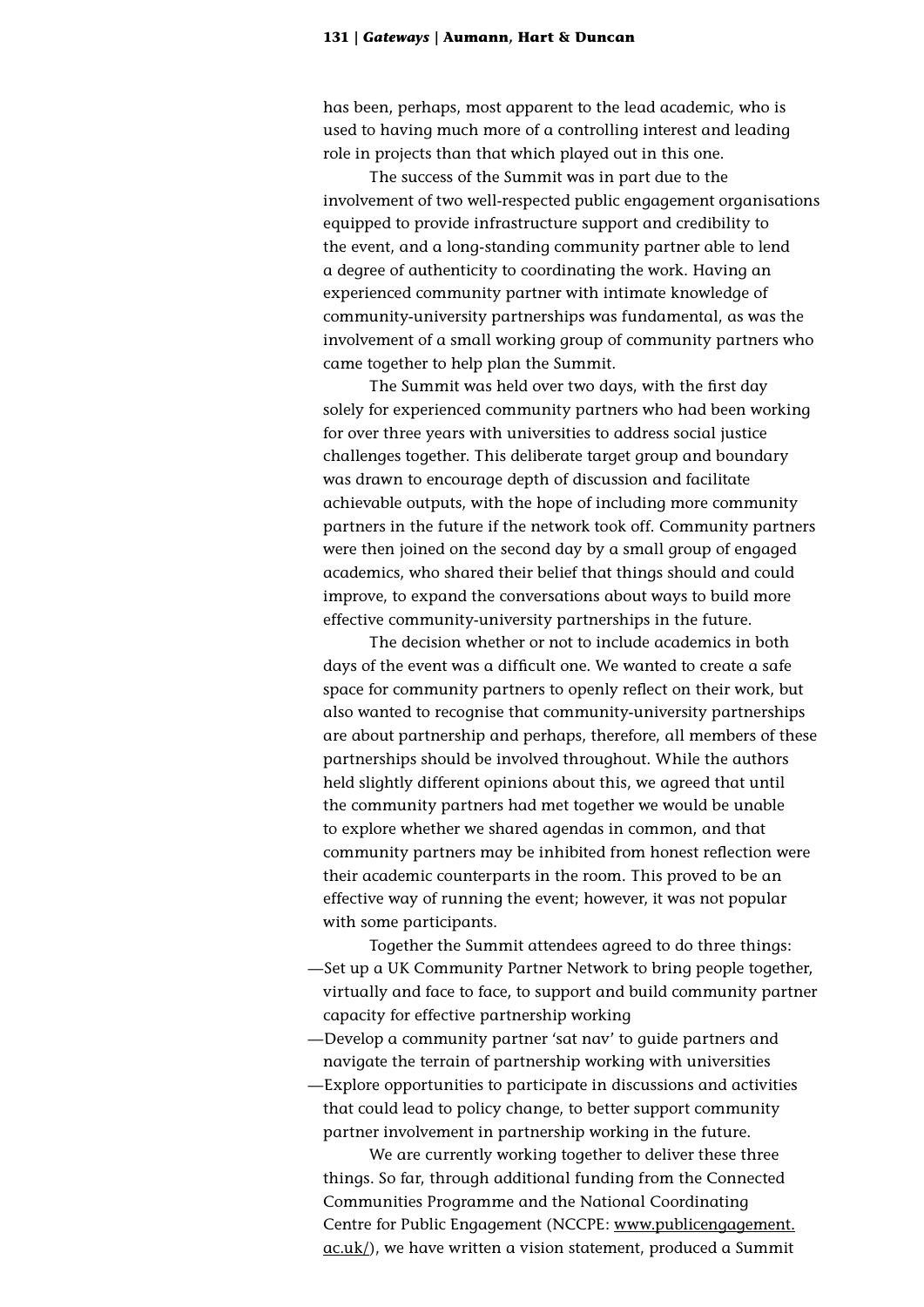has been, perhaps, most apparent to the lead academic, who is used to having much more of a controlling interest and leading role in projects than that which played out in this one.

The success of the Summit was in part due to the involvement of two well-respected public engagement organisations equipped to provide infrastructure support and credibility to the event, and a long-standing community partner able to lend a degree of authenticity to coordinating the work. Having an experienced community partner with intimate knowledge of community-university partnerships was fundamental, as was the involvement of a small working group of community partners who came together to help plan the Summit.

The Summit was held over two days, with the first day solely for experienced community partners who had been working for over three years with universities to address social justice challenges together. This deliberate target group and boundary was drawn to encourage depth of discussion and facilitate achievable outputs, with the hope of including more community partners in the future if the network took off. Community partners were then joined on the second day by a small group of engaged academics, who shared their belief that things should and could improve, to expand the conversations about ways to build more effective community-university partnerships in the future.

The decision whether or not to include academics in both days of the event was a difficult one. We wanted to create a safe space for community partners to openly reflect on their work, but also wanted to recognise that community-university partnerships are about partnership and perhaps, therefore, all members of these partnerships should be involved throughout. While the authors held slightly different opinions about this, we agreed that until the community partners had met together we would be unable to explore whether we shared agendas in common, and that community partners may be inhibited from honest reflection were their academic counterparts in the room. This proved to be an effective way of running the event; however, it was not popular with some participants.

Together the Summit attendees agreed to do three things:

—Set up a UK Community Partner Network to bring people together, virtually and face to face, to support and build community partner capacity for effective partnership working

—Develop a community partner 'sat nav' to guide partners and navigate the terrain of partnership working with universities

—Explore opportunities to participate in discussions and activities that could lead to policy change, to better support community partner involvement in partnership working in the future.

We are currently working together to deliver these three things. So far, through additional funding from the Connected Communities Programme and the National Coordinating Centre for Public Engagement (NCCPE: www.publicengagement.ac.uk/), we have written a vision statement, produced a Summit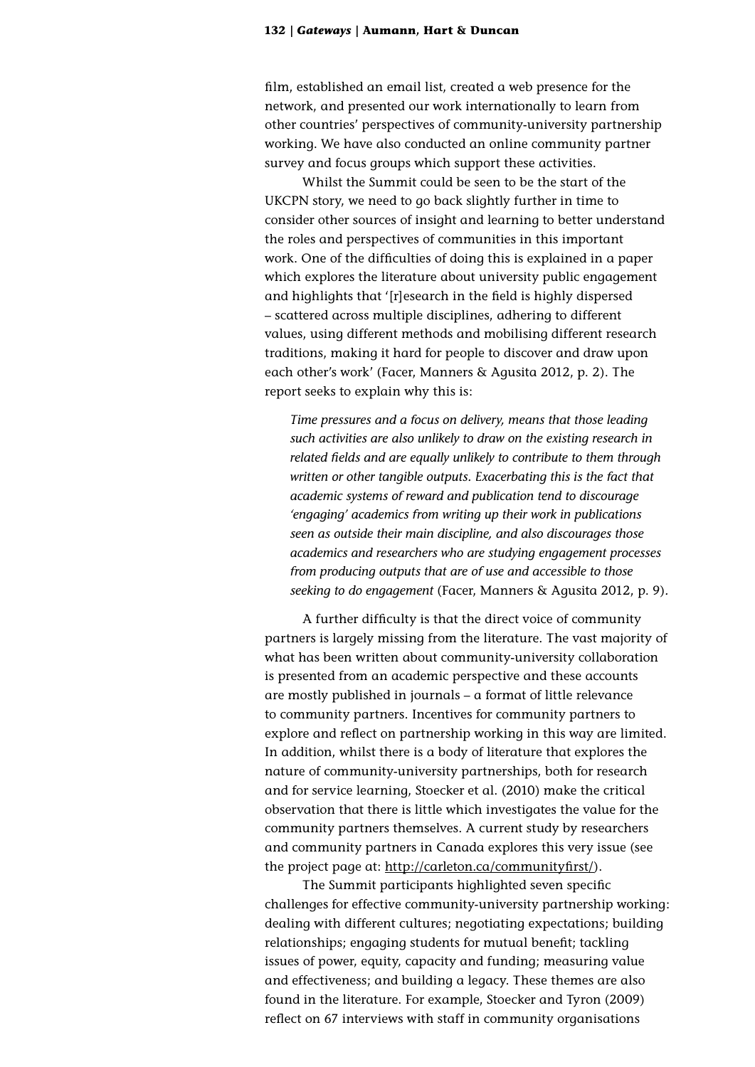film, established an email list, created a web presence for the network, and presented our work internationally to learn from other countries' perspectives of community-university partnership working. We have also conducted an online community partner survey and focus groups which support these activities.

Whilst the Summit could be seen to be the start of the UKCPN story, we need to go back slightly further in time to consider other sources of insight and learning to better understand the roles and perspectives of communities in this important work. One of the difficulties of doing this is explained in a paper which explores the literature about university public engagement and highlights that '[r]esearch in the field is highly dispersed – scattered across multiple disciplines, adhering to different values, using different methods and mobilising different research traditions, making it hard for people to discover and draw upon each other's work' (Facer, Manners & Agusita 2012, p. 2). The report seeks to explain why this is:

> *Time pressures and a focus on delivery, means that those leading such activities are also unlikely to draw on the existing research in related fields and are equally unlikely to contribute to them through written or other tangible outputs. Exacerbating this is the fact that academic systems of reward and publication tend to discourage 'engaging' academics from writing up their work in publications seen as outside their main discipline, and also discourages those academics and researchers who are studying engagement processes from producing outputs that are of use and accessible to those seeking to do engagement* (Facer, Manners & Agusita 2012, p. 9).

A further difficulty is that the direct voice of community partners is largely missing from the literature. The vast majority of what has been written about community-university collaboration is presented from an academic perspective and these accounts are mostly published in journals – a format of little relevance to community partners. Incentives for community partners to explore and reflect on partnership working in this way are limited. In addition, whilst there is a body of literature that explores the nature of community-university partnerships, both for research and for service learning, Stoecker et al. (2010) make the critical observation that there is little which investigates the value for the community partners themselves. A current study by researchers and community partners in Canada explores this very issue (see the project page at: http://carleton.ca/communityfirst/).

The Summit participants highlighted seven specific challenges for effective community-university partnership working: dealing with different cultures; negotiating expectations; building relationships; engaging students for mutual benefit; tackling issues of power, equity, capacity and funding; measuring value and effectiveness; and building a legacy. These themes are also found in the literature. For example, Stoecker and Tyron (2009) reflect on 67 interviews with staff in community organisations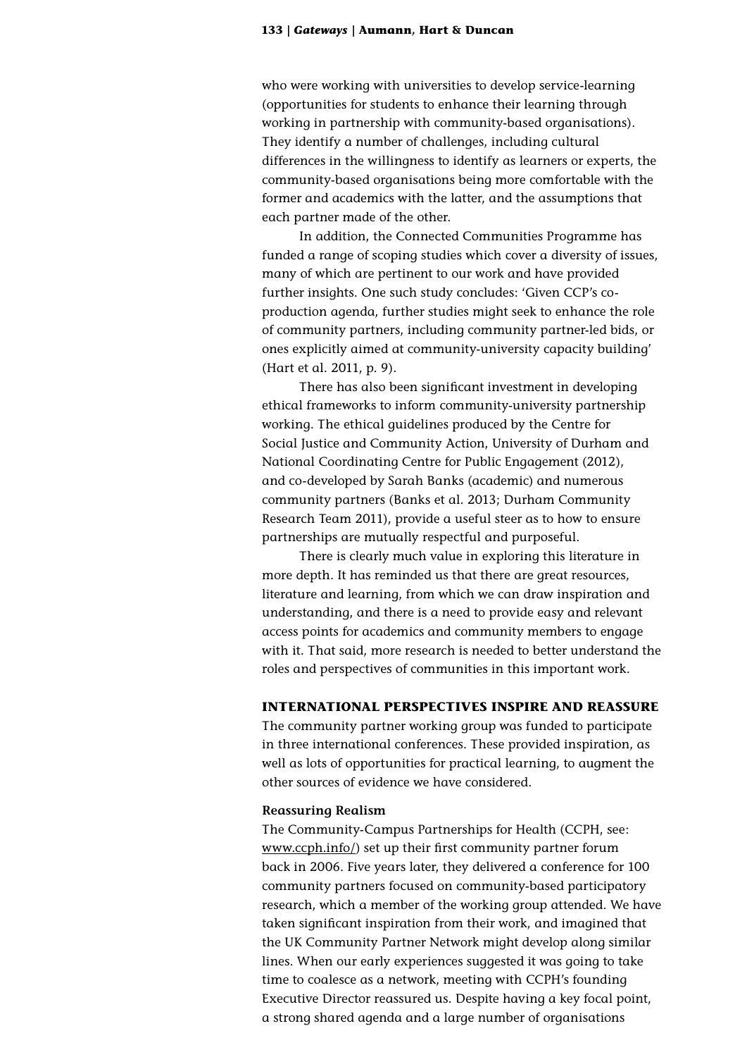who were working with universities to develop service-learning (opportunities for students to enhance their learning through working in partnership with community-based organisations). They identify a number of challenges, including cultural differences in the willingness to identify as learners or experts, the community-based organisations being more comfortable with the former and academics with the latter, and the assumptions that each partner made of the other.

In addition, the Connected Communities Programme has funded a range of scoping studies which cover a diversity of issues, many of which are pertinent to our work and have provided further insights. One such study concludes: 'Given CCP's co-production agenda, further studies might seek to enhance the role of community partners, including community partner-led bids, or ones explicitly aimed at community-university capacity building' (Hart et al. 2011, p. 9).

There has also been significant investment in developing ethical frameworks to inform community-university partnership working. The ethical guidelines produced by the Centre for Social Justice and Community Action, University of Durham and National Coordinating Centre for Public Engagement (2012), and co-developed by Sarah Banks (academic) and numerous community partners (Banks et al. 2013; Durham Community Research Team 2011), provide a useful steer as to how to ensure partnerships are mutually respectful and purposeful.

There is clearly much value in exploring this literature in more depth. It has reminded us that there are great resources, literature and learning, from which we can draw inspiration and understanding, and there is a need to provide easy and relevant access points for academics and community members to engage with it. That said, more research is needed to better understand the roles and perspectives of communities in this important work.

## INTERNATIONAL PERSPECTIVES INSPIRE AND REASSURE

The community partner working group was funded to participate in three international conferences. These provided inspiration, as well as lots of opportunities for practical learning, to augment the other sources of evidence we have considered.

### Reassuring Realism

The Community-Campus Partnerships for Health (CCPH, see: www.ccph.info/) set up their first community partner forum back in 2006. Five years later, they delivered a conference for 100 community partners focused on community-based participatory research, which a member of the working group attended. We have taken significant inspiration from their work, and imagined that the UK Community Partner Network might develop along similar lines. When our early experiences suggested it was going to take time to coalesce as a network, meeting with CCPH's founding Executive Director reassured us. Despite having a key focal point, a strong shared agenda and a large number of organisations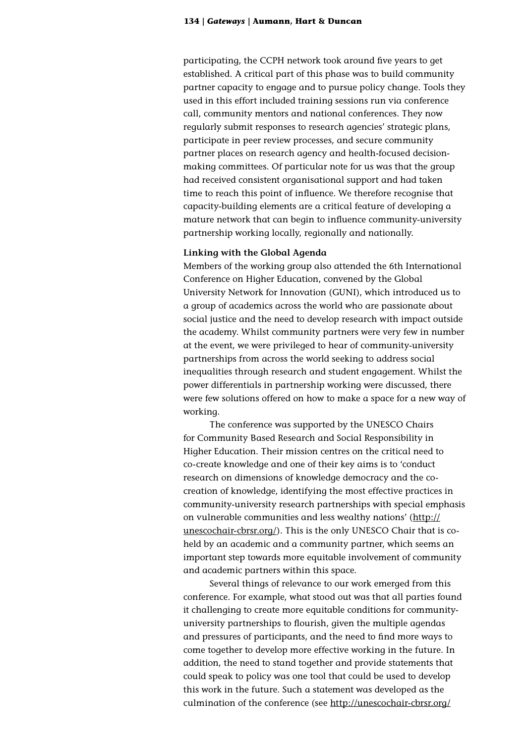participating, the CCPH network took around five years to get established. A critical part of this phase was to build community partner capacity to engage and to pursue policy change. Tools they used in this effort included training sessions run via conference call, community mentors and national conferences. They now regularly submit responses to research agencies' strategic plans, participate in peer review processes, and secure community partner places on research agency and health-focused decision-making committees. Of particular note for us was that the group had received consistent organisational support and had taken time to reach this point of influence. We therefore recognise that capacity-building elements are a critical feature of developing a mature network that can begin to influence community-university partnership working locally, regionally and nationally.

**Linking with the Global Agenda**

Members of the working group also attended the 6th International Conference on Higher Education, convened by the Global University Network for Innovation (GUNI), which introduced us to a group of academics across the world who are passionate about social justice and the need to develop research with impact outside the academy. Whilst community partners were very few in number at the event, we were privileged to hear of community-university partnerships from across the world seeking to address social inequalities through research and student engagement. Whilst the power differentials in partnership working were discussed, there were few solutions offered on how to make a space for a new way of working.

The conference was supported by the UNESCO Chairs for Community Based Research and Social Responsibility in Higher Education. Their mission centres on the critical need to co-create knowledge and one of their key aims is to 'conduct research on dimensions of knowledge democracy and the co-creation of knowledge, identifying the most effective practices in community-university research partnerships with special emphasis on vulnerable communities and less wealthy nations' (http://unescochair-cbrsr.org/). This is the only UNESCO Chair that is co-held by an academic and a community partner, which seems an important step towards more equitable involvement of community and academic partners within this space.

Several things of relevance to our work emerged from this conference. For example, what stood out was that all parties found it challenging to create more equitable conditions for community-university partnerships to flourish, given the multiple agendas and pressures of participants, and the need to find more ways to come together to develop more effective working in the future. In addition, the need to stand together and provide statements that could speak to policy was one tool that could be used to develop this work in the future. Such a statement was developed as the culmination of the conference (see http://unescochair-cbrsr.org/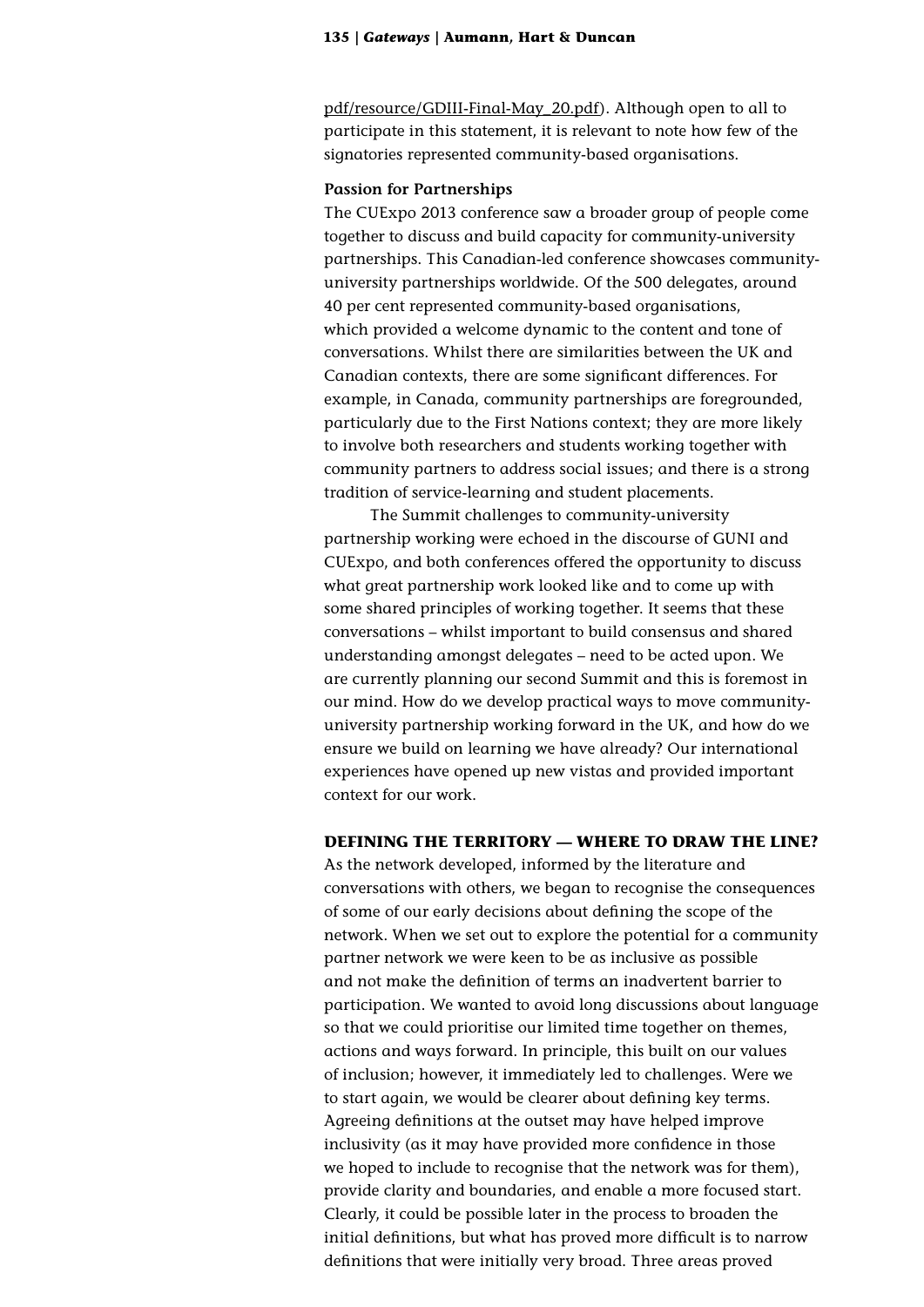pdf/resource/GDIII-Final-May_20.pdf). Although open to all to participate in this statement, it is relevant to note how few of the signatories represented community-based organisations.

**Passion for Partnerships**

The CUExpo 2013 conference saw a broader group of people come together to discuss and build capacity for community-university partnerships. This Canadian-led conference showcases community-university partnerships worldwide. Of the 500 delegates, around 40 per cent represented community-based organisations, which provided a welcome dynamic to the content and tone of conversations. Whilst there are similarities between the UK and Canadian contexts, there are some significant differences. For example, in Canada, community partnerships are foregrounded, particularly due to the First Nations context; they are more likely to involve both researchers and students working together with community partners to address social issues; and there is a strong tradition of service-learning and student placements.

The Summit challenges to community-university partnership working were echoed in the discourse of GUNI and CUExpo, and both conferences offered the opportunity to discuss what great partnership work looked like and to come up with some shared principles of working together. It seems that these conversations – whilst important to build consensus and shared understanding amongst delegates – need to be acted upon. We are currently planning our second Summit and this is foremost in our mind. How do we develop practical ways to move community-university partnership working forward in the UK, and how do we ensure we build on learning we have already? Our international experiences have opened up new vistas and provided important context for our work.

## DEFINING THE TERRITORY — WHERE TO DRAW THE LINE?

As the network developed, informed by the literature and conversations with others, we began to recognise the consequences of some of our early decisions about defining the scope of the network. When we set out to explore the potential for a community partner network we were keen to be as inclusive as possible and not make the definition of terms an inadvertent barrier to participation. We wanted to avoid long discussions about language so that we could prioritise our limited time together on themes, actions and ways forward. In principle, this built on our values of inclusion; however, it immediately led to challenges. Were we to start again, we would be clearer about defining key terms. Agreeing definitions at the outset may have helped improve inclusivity (as it may have provided more confidence in those we hoped to include to recognise that the network was for them), provide clarity and boundaries, and enable a more focused start. Clearly, it could be possible later in the process to broaden the initial definitions, but what has proved more difficult is to narrow definitions that were initially very broad. Three areas proved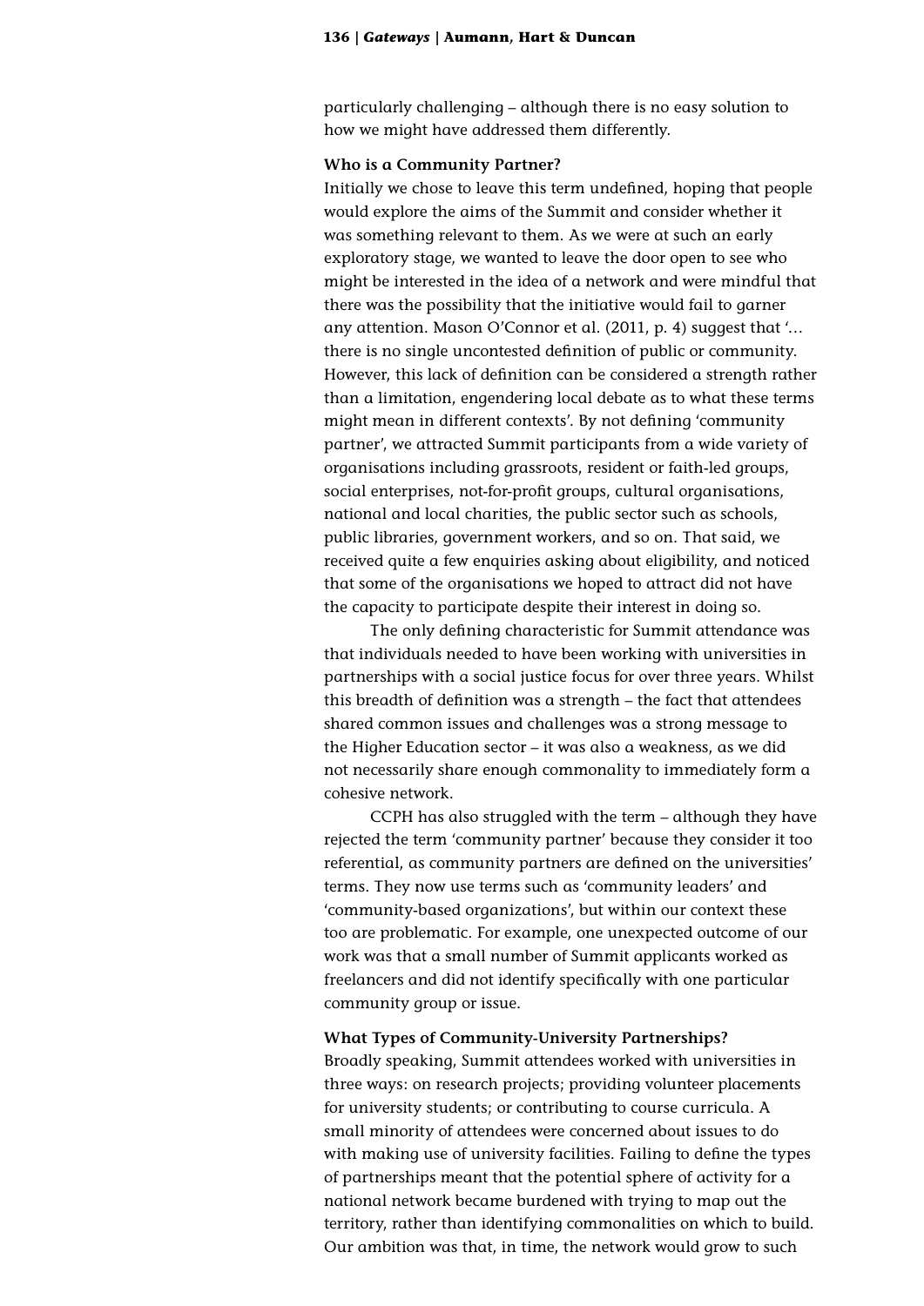particularly challenging – although there is no easy solution to how we might have addressed them differently.

**Who is a Community Partner?**

Initially we chose to leave this term undefined, hoping that people would explore the aims of the Summit and consider whether it was something relevant to them. As we were at such an early exploratory stage, we wanted to leave the door open to see who might be interested in the idea of a network and were mindful that there was the possibility that the initiative would fail to garner any attention. Mason O'Connor et al. (2011, p. 4) suggest that '… there is no single uncontested definition of public or community. However, this lack of definition can be considered a strength rather than a limitation, engendering local debate as to what these terms might mean in different contexts'. By not defining 'community partner', we attracted Summit participants from a wide variety of organisations including grassroots, resident or faith-led groups, social enterprises, not-for-profit groups, cultural organisations, national and local charities, the public sector such as schools, public libraries, government workers, and so on. That said, we received quite a few enquiries asking about eligibility, and noticed that some of the organisations we hoped to attract did not have the capacity to participate despite their interest in doing so.

The only defining characteristic for Summit attendance was that individuals needed to have been working with universities in partnerships with a social justice focus for over three years. Whilst this breadth of definition was a strength – the fact that attendees shared common issues and challenges was a strong message to the Higher Education sector – it was also a weakness, as we did not necessarily share enough commonality to immediately form a cohesive network.

CCPH has also struggled with the term – although they have rejected the term 'community partner' because they consider it too referential, as community partners are defined on the universities' terms. They now use terms such as 'community leaders' and 'community-based organizations', but within our context these too are problematic. For example, one unexpected outcome of our work was that a small number of Summit applicants worked as freelancers and did not identify specifically with one particular community group or issue.

**What Types of Community-University Partnerships?**

Broadly speaking, Summit attendees worked with universities in three ways: on research projects; providing volunteer placements for university students; or contributing to course curricula. A small minority of attendees were concerned about issues to do with making use of university facilities. Failing to define the types of partnerships meant that the potential sphere of activity for a national network became burdened with trying to map out the territory, rather than identifying commonalities on which to build. Our ambition was that, in time, the network would grow to such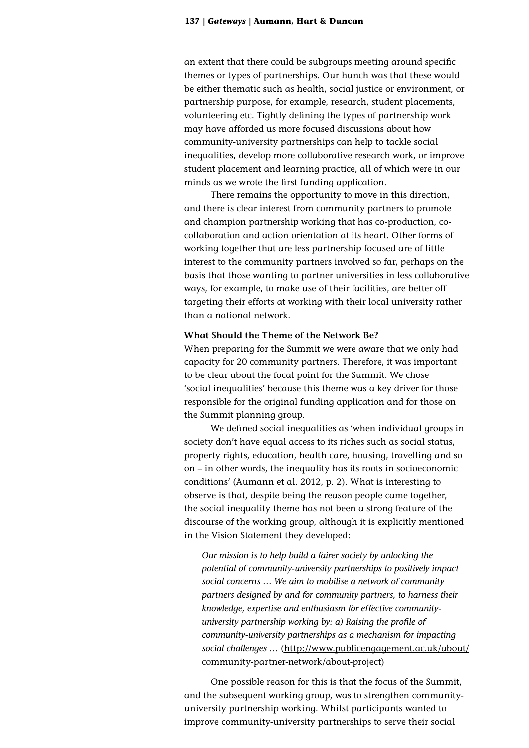an extent that there could be subgroups meeting around specific themes or types of partnerships. Our hunch was that these would be either thematic such as health, social justice or environment, or partnership purpose, for example, research, student placements, volunteering etc. Tightly defining the types of partnership work may have afforded us more focused discussions about how community-university partnerships can help to tackle social inequalities, develop more collaborative research work, or improve student placement and learning practice, all of which were in our minds as we wrote the first funding application.

There remains the opportunity to move in this direction, and there is clear interest from community partners to promote and champion partnership working that has co-production, co-collaboration and action orientation at its heart. Other forms of working together that are less partnership focused are of little interest to the community partners involved so far, perhaps on the basis that those wanting to partner universities in less collaborative ways, for example, to make use of their facilities, are better off targeting their efforts at working with their local university rather than a national network.

**What Should the Theme of the Network Be?**

When preparing for the Summit we were aware that we only had capacity for 20 community partners. Therefore, it was important to be clear about the focal point for the Summit. We chose 'social inequalities' because this theme was a key driver for those responsible for the original funding application and for those on the Summit planning group.

We defined social inequalities as 'when individual groups in society don't have equal access to its riches such as social status, property rights, education, health care, housing, travelling and so on – in other words, the inequality has its roots in socioeconomic conditions' (Aumann et al. 2012, p. 2). What is interesting to observe is that, despite being the reason people came together, the social inequality theme has not been a strong feature of the discourse of the working group, although it is explicitly mentioned in the Vision Statement they developed:

> *Our mission is to help build a fairer society by unlocking the potential of community-university partnerships to positively impact social concerns … We aim to mobilise a network of community partners designed by and for community partners, to harness their knowledge, expertise and enthusiasm for effective community-university partnership working by: a) Raising the profile of community-university partnerships as a mechanism for impacting social challenges …* (http://www.publicengagement.ac.uk/about/community-partner-network/about-project)

One possible reason for this is that the focus of the Summit, and the subsequent working group, was to strengthen community-university partnership working. Whilst participants wanted to improve community-university partnerships to serve their social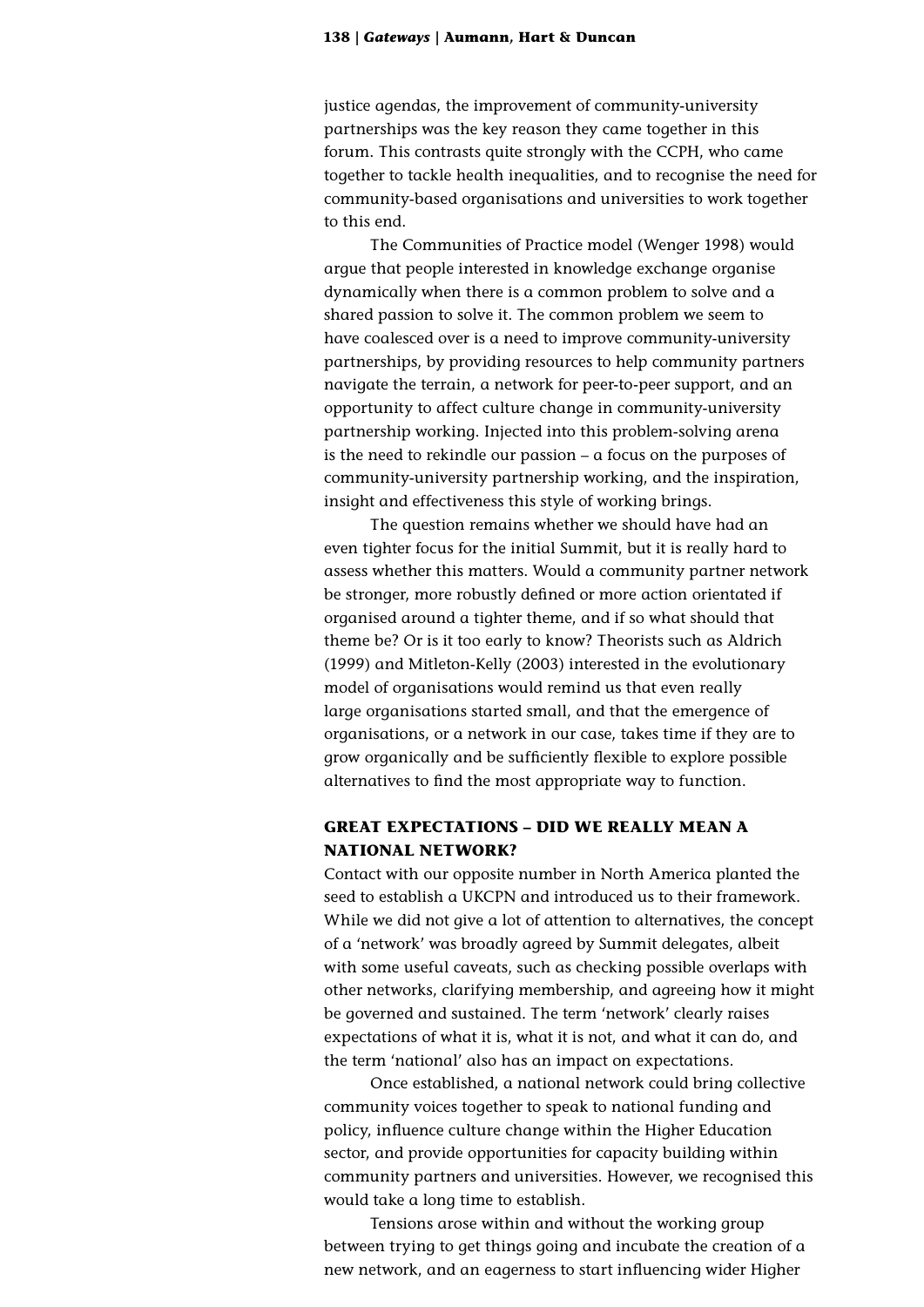justice agendas, the improvement of community-university partnerships was the key reason they came together in this forum. This contrasts quite strongly with the CCPH, who came together to tackle health inequalities, and to recognise the need for community-based organisations and universities to work together to this end.

The Communities of Practice model (Wenger 1998) would argue that people interested in knowledge exchange organise dynamically when there is a common problem to solve and a shared passion to solve it. The common problem we seem to have coalesced over is a need to improve community-university partnerships, by providing resources to help community partners navigate the terrain, a network for peer-to-peer support, and an opportunity to affect culture change in community-university partnership working. Injected into this problem-solving arena is the need to rekindle our passion – a focus on the purposes of community-university partnership working, and the inspiration, insight and effectiveness this style of working brings.

The question remains whether we should have had an even tighter focus for the initial Summit, but it is really hard to assess whether this matters. Would a community partner network be stronger, more robustly defined or more action orientated if organised around a tighter theme, and if so what should that theme be? Or is it too early to know? Theorists such as Aldrich (1999) and Mitleton-Kelly (2003) interested in the evolutionary model of organisations would remind us that even really large organisations started small, and that the emergence of organisations, or a network in our case, takes time if they are to grow organically and be sufficiently flexible to explore possible alternatives to find the most appropriate way to function.

## GREAT EXPECTATIONS – DID WE REALLY MEAN A NATIONAL NETWORK?

Contact with our opposite number in North America planted the seed to establish a UKCPN and introduced us to their framework. While we did not give a lot of attention to alternatives, the concept of a 'network' was broadly agreed by Summit delegates, albeit with some useful caveats, such as checking possible overlaps with other networks, clarifying membership, and agreeing how it might be governed and sustained. The term 'network' clearly raises expectations of what it is, what it is not, and what it can do, and the term 'national' also has an impact on expectations.

Once established, a national network could bring collective community voices together to speak to national funding and policy, influence culture change within the Higher Education sector, and provide opportunities for capacity building within community partners and universities. However, we recognised this would take a long time to establish.

Tensions arose within and without the working group between trying to get things going and incubate the creation of a new network, and an eagerness to start influencing wider Higher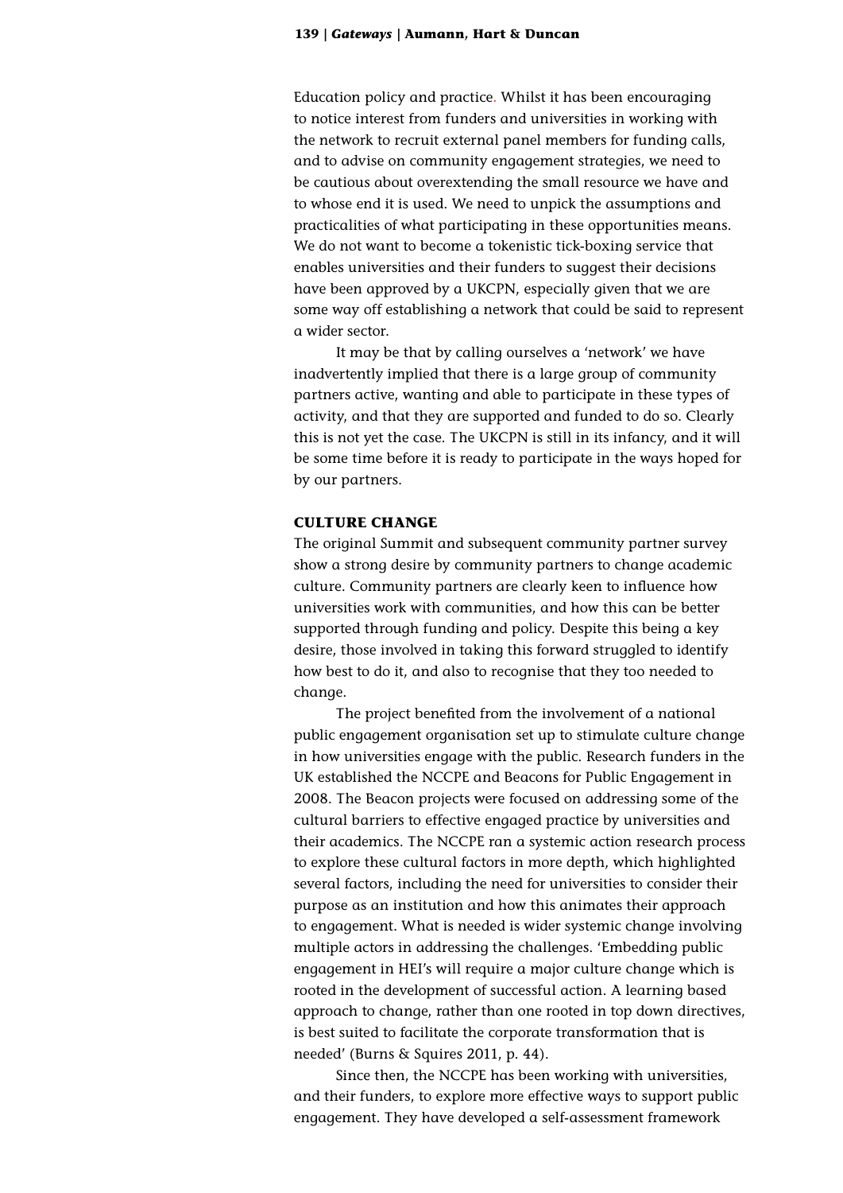Education policy and practice. Whilst it has been encouraging to notice interest from funders and universities in working with the network to recruit external panel members for funding calls, and to advise on community engagement strategies, we need to be cautious about overextending the small resource we have and to whose end it is used. We need to unpick the assumptions and practicalities of what participating in these opportunities means. We do not want to become a tokenistic tick-boxing service that enables universities and their funders to suggest their decisions have been approved by a UKCPN, especially given that we are some way off establishing a network that could be said to represent a wider sector.

It may be that by calling ourselves a 'network' we have inadvertently implied that there is a large group of community partners active, wanting and able to participate in these types of activity, and that they are supported and funded to do so. Clearly this is not yet the case. The UKCPN is still in its infancy, and it will be some time before it is ready to participate in the ways hoped for by our partners.

## CULTURE CHANGE

The original Summit and subsequent community partner survey show a strong desire by community partners to change academic culture. Community partners are clearly keen to influence how universities work with communities, and how this can be better supported through funding and policy. Despite this being a key desire, those involved in taking this forward struggled to identify how best to do it, and also to recognise that they too needed to change.

The project benefited from the involvement of a national public engagement organisation set up to stimulate culture change in how universities engage with the public. Research funders in the UK established the NCCPE and Beacons for Public Engagement in 2008. The Beacon projects were focused on addressing some of the cultural barriers to effective engaged practice by universities and their academics. The NCCPE ran a systemic action research process to explore these cultural factors in more depth, which highlighted several factors, including the need for universities to consider their purpose as an institution and how this animates their approach to engagement. What is needed is wider systemic change involving multiple actors in addressing the challenges. 'Embedding public engagement in HEI's will require a major culture change which is rooted in the development of successful action. A learning based approach to change, rather than one rooted in top down directives, is best suited to facilitate the corporate transformation that is needed' (Burns & Squires 2011, p. 44).

Since then, the NCCPE has been working with universities, and their funders, to explore more effective ways to support public engagement. They have developed a self-assessment framework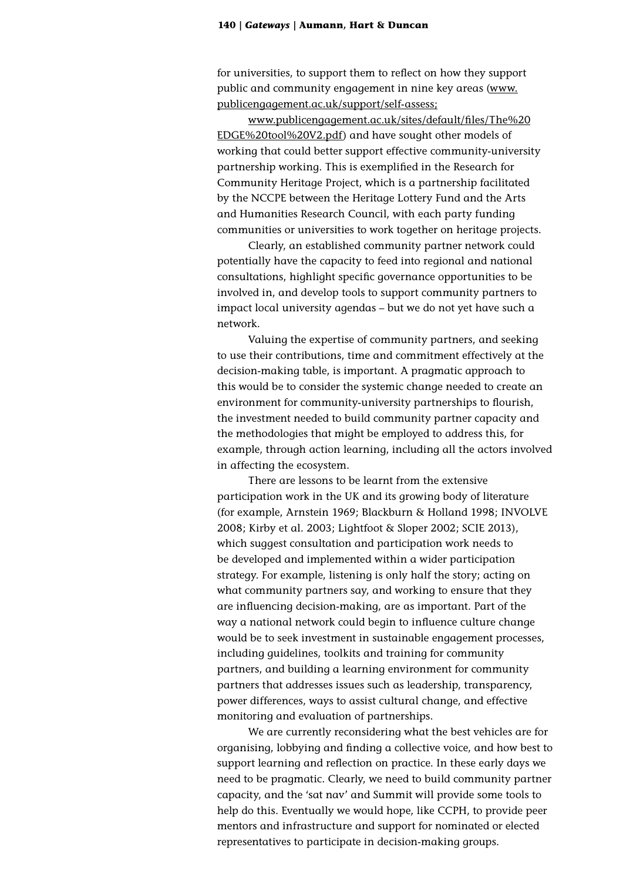for universities, to support them to reflect on how they support public and community engagement in nine key areas (www.publicengagement.ac.uk/support/self-assess; www.publicengagement.ac.uk/sites/default/files/The%20EDGE%20tool%20V2.pdf) and have sought other models of working that could better support effective community-university partnership working. This is exemplified in the Research for Community Heritage Project, which is a partnership facilitated by the NCCPE between the Heritage Lottery Fund and the Arts and Humanities Research Council, with each party funding communities or universities to work together on heritage projects.

Clearly, an established community partner network could potentially have the capacity to feed into regional and national consultations, highlight specific governance opportunities to be involved in, and develop tools to support community partners to impact local university agendas – but we do not yet have such a network.

Valuing the expertise of community partners, and seeking to use their contributions, time and commitment effectively at the decision-making table, is important. A pragmatic approach to this would be to consider the systemic change needed to create an environment for community-university partnerships to flourish, the investment needed to build community partner capacity and the methodologies that might be employed to address this, for example, through action learning, including all the actors involved in affecting the ecosystem.

There are lessons to be learnt from the extensive participation work in the UK and its growing body of literature (for example, Arnstein 1969; Blackburn & Holland 1998; INVOLVE 2008; Kirby et al. 2003; Lightfoot & Sloper 2002; SCIE 2013), which suggest consultation and participation work needs to be developed and implemented within a wider participation strategy. For example, listening is only half the story; acting on what community partners say, and working to ensure that they are influencing decision-making, are as important. Part of the way a national network could begin to influence culture change would be to seek investment in sustainable engagement processes, including guidelines, toolkits and training for community partners, and building a learning environment for community partners that addresses issues such as leadership, transparency, power differences, ways to assist cultural change, and effective monitoring and evaluation of partnerships.

We are currently reconsidering what the best vehicles are for organising, lobbying and finding a collective voice, and how best to support learning and reflection on practice. In these early days we need to be pragmatic. Clearly, we need to build community partner capacity, and the 'sat nav' and Summit will provide some tools to help do this. Eventually we would hope, like CCPH, to provide peer mentors and infrastructure and support for nominated or elected representatives to participate in decision-making groups.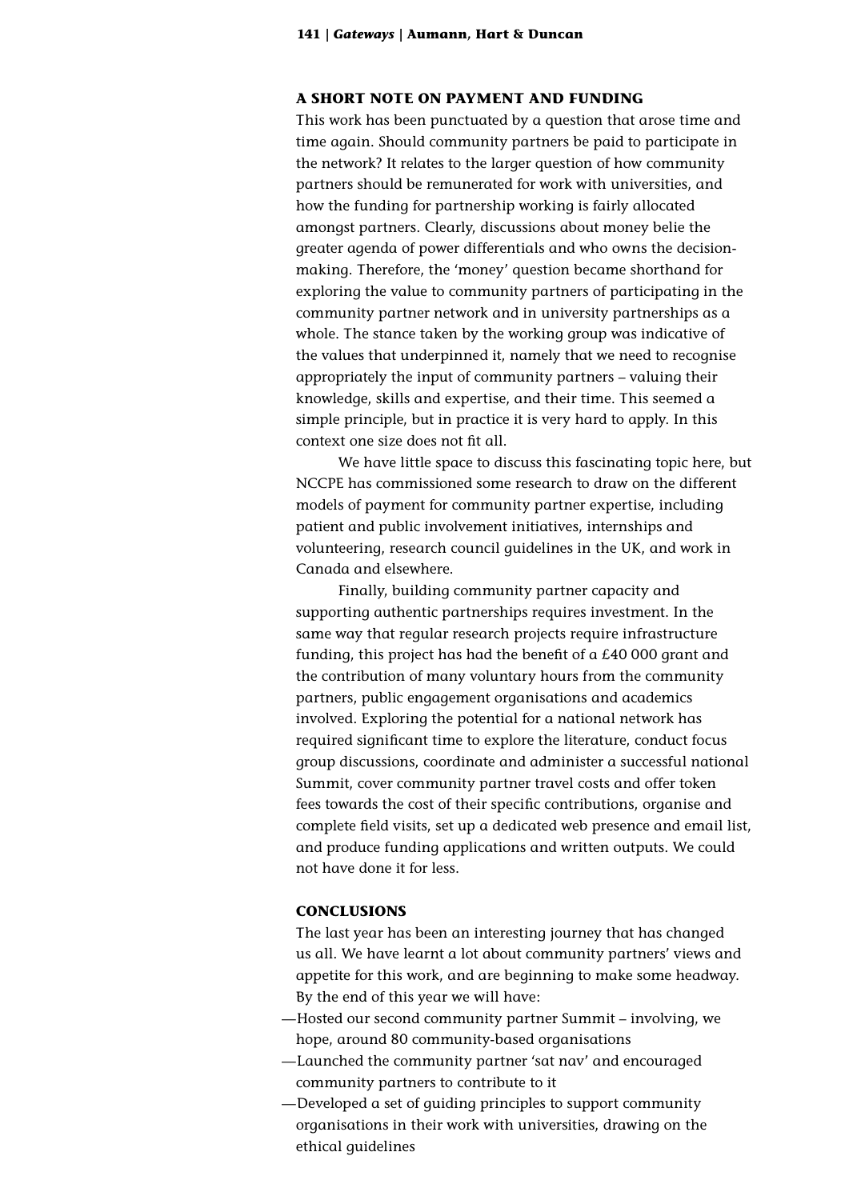### A SHORT NOTE ON PAYMENT AND FUNDING

This work has been punctuated by a question that arose time and time again. Should community partners be paid to participate in the network? It relates to the larger question of how community partners should be remunerated for work with universities, and how the funding for partnership working is fairly allocated amongst partners. Clearly, discussions about money belie the greater agenda of power differentials and who owns the decision-making. Therefore, the 'money' question became shorthand for exploring the value to community partners of participating in the community partner network and in university partnerships as a whole. The stance taken by the working group was indicative of the values that underpinned it, namely that we need to recognise appropriately the input of community partners – valuing their knowledge, skills and expertise, and their time. This seemed a simple principle, but in practice it is very hard to apply. In this context one size does not fit all.

We have little space to discuss this fascinating topic here, but NCCPE has commissioned some research to draw on the different models of payment for community partner expertise, including patient and public involvement initiatives, internships and volunteering, research council guidelines in the UK, and work in Canada and elsewhere.

Finally, building community partner capacity and supporting authentic partnerships requires investment. In the same way that regular research projects require infrastructure funding, this project has had the benefit of a £40 000 grant and the contribution of many voluntary hours from the community partners, public engagement organisations and academics involved. Exploring the potential for a national network has required significant time to explore the literature, conduct focus group discussions, coordinate and administer a successful national Summit, cover community partner travel costs and offer token fees towards the cost of their specific contributions, organise and complete field visits, set up a dedicated web presence and email list, and produce funding applications and written outputs. We could not have done it for less.

### CONCLUSIONS

The last year has been an interesting journey that has changed us all. We have learnt a lot about community partners' views and appetite for this work, and are beginning to make some headway. By the end of this year we will have:

- Hosted our second community partner Summit – involving, we hope, around 80 community-based organisations
- Launched the community partner 'sat nav' and encouraged community partners to contribute to it
- Developed a set of guiding principles to support community organisations in their work with universities, drawing on the ethical guidelines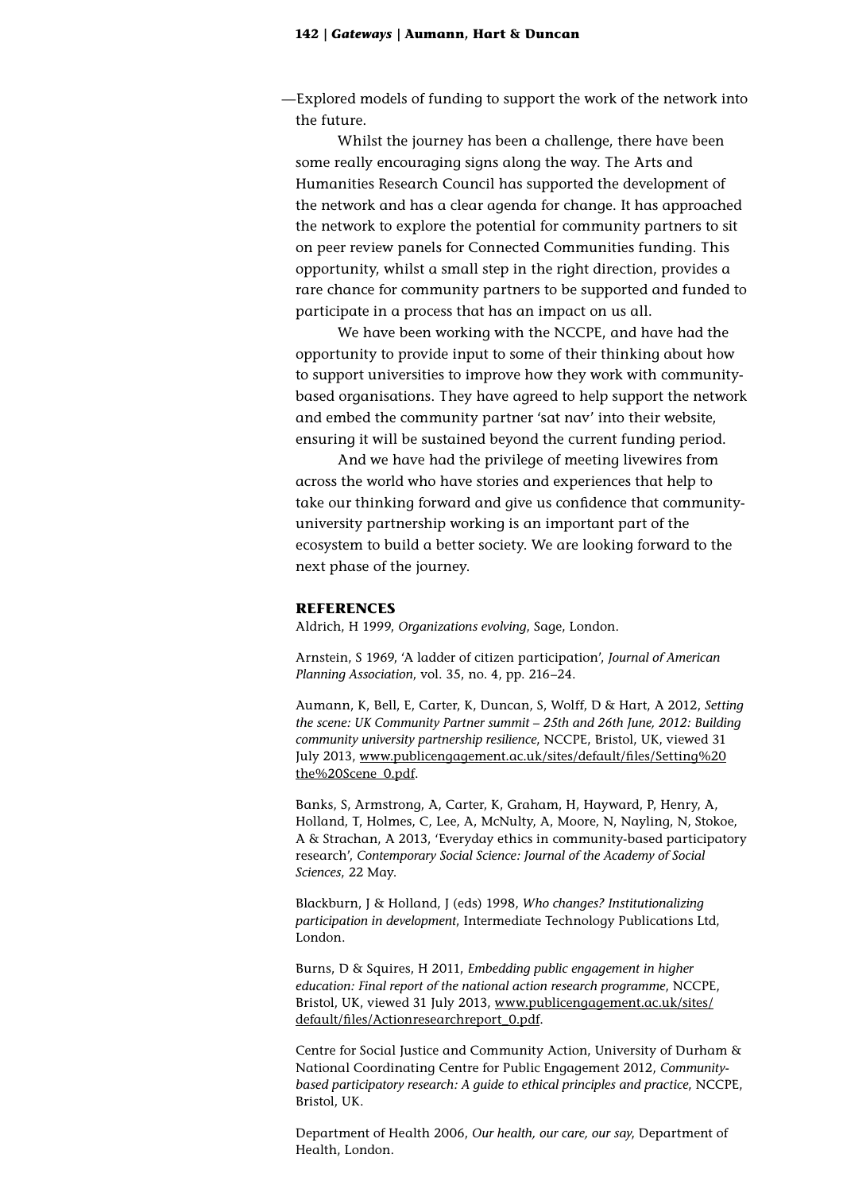—Explored models of funding to support the work of the network into the future.

Whilst the journey has been a challenge, there have been some really encouraging signs along the way. The Arts and Humanities Research Council has supported the development of the network and has a clear agenda for change. It has approached the network to explore the potential for community partners to sit on peer review panels for Connected Communities funding. This opportunity, whilst a small step in the right direction, provides a rare chance for community partners to be supported and funded to participate in a process that has an impact on us all.

We have been working with the NCCPE, and have had the opportunity to provide input to some of their thinking about how to support universities to improve how they work with community-based organisations. They have agreed to help support the network and embed the community partner 'sat nav' into their website, ensuring it will be sustained beyond the current funding period.

And we have had the privilege of meeting livewires from across the world who have stories and experiences that help to take our thinking forward and give us confidence that community-university partnership working is an important part of the ecosystem to build a better society. We are looking forward to the next phase of the journey.

## REFERENCES

Aldrich, H 1999, *Organizations evolving*, Sage, London.

Arnstein, S 1969, 'A ladder of citizen participation', *Journal of American Planning Association*, vol. 35, no. 4, pp. 216–24.

Aumann, K, Bell, E, Carter, K, Duncan, S, Wolff, D & Hart, A 2012, *Setting the scene: UK Community Partner summit – 25th and 26th June, 2012: Building community university partnership resilience*, NCCPE, Bristol, UK, viewed 31 July 2013, www.publicengagement.ac.uk/sites/default/files/Setting%20the%20Scene_0.pdf.

Banks, S, Armstrong, A, Carter, K, Graham, H, Hayward, P, Henry, A, Holland, T, Holmes, C, Lee, A, McNulty, A, Moore, N, Nayling, N, Stokoe, A & Strachan, A 2013, 'Everyday ethics in community-based participatory research', *Contemporary Social Science: Journal of the Academy of Social Sciences*, 22 May.

Blackburn, J & Holland, J (eds) 1998, *Who changes? Institutionalizing participation in development*, Intermediate Technology Publications Ltd, London.

Burns, D & Squires, H 2011, *Embedding public engagement in higher education: Final report of the national action research programme*, NCCPE, Bristol, UK, viewed 31 July 2013, www.publicengagement.ac.uk/sites/default/files/Actionresearchreport_0.pdf.

Centre for Social Justice and Community Action, University of Durham & National Coordinating Centre for Public Engagement 2012, *Community-based participatory research: A guide to ethical principles and practice*, NCCPE, Bristol, UK.

Department of Health 2006, *Our health, our care, our say*, Department of Health, London.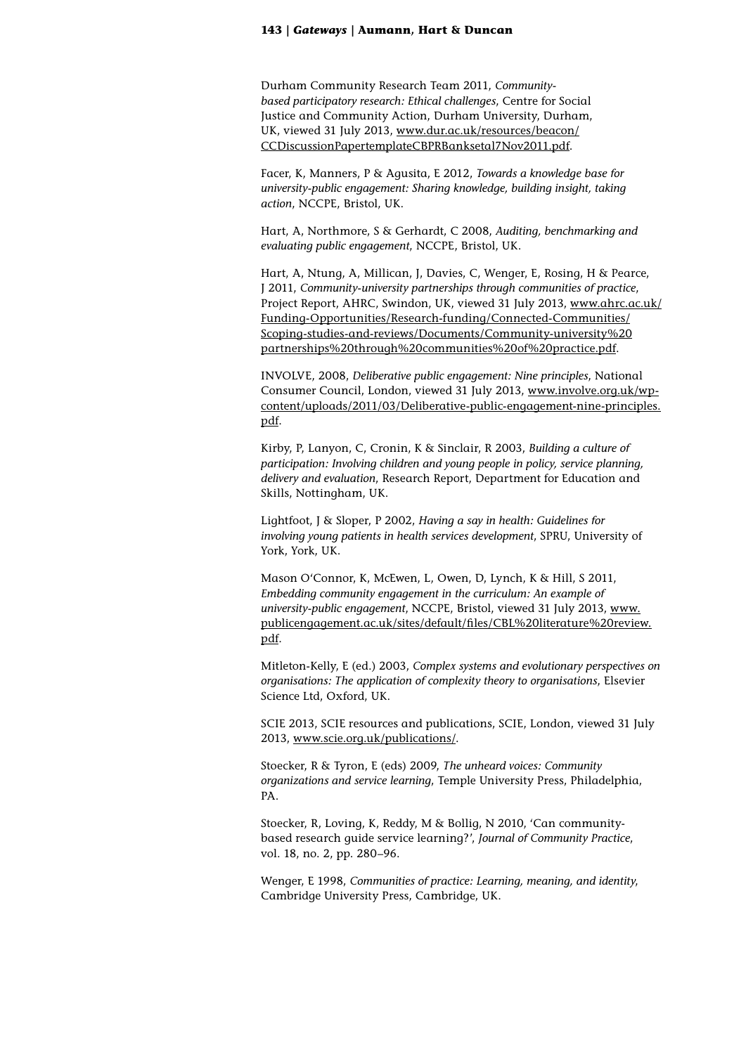Durham Community Research Team 2011, *Community-based participatory research: Ethical challenges*, Centre for Social Justice and Community Action, Durham University, Durham, UK, viewed 31 July 2013, www.dur.ac.uk/resources/beacon/CCDiscussionPapertemplateCBPRBanksetal7Nov2011.pdf.

Facer, K, Manners, P & Agusita, E 2012, *Towards a knowledge base for university-public engagement: Sharing knowledge, building insight, taking action*, NCCPE, Bristol, UK.

Hart, A, Northmore, S & Gerhardt, C 2008, *Auditing, benchmarking and evaluating public engagement*, NCCPE, Bristol, UK.

Hart, A, Ntung, A, Millican, J, Davies, C, Wenger, E, Rosing, H & Pearce, J 2011, *Community-university partnerships through communities of practice*, Project Report, AHRC, Swindon, UK, viewed 31 July 2013, www.ahrc.ac.uk/Funding-Opportunities/Research-funding/Connected-Communities/Scoping-studies-and-reviews/Documents/Community-university%20partnerships%20through%20communities%20of%20practice.pdf.

INVOLVE, 2008, *Deliberative public engagement: Nine principles*, National Consumer Council, London, viewed 31 July 2013, www.involve.org.uk/wp-content/uploads/2011/03/Deliberative-public-engagement-nine-principles.pdf.

Kirby, P, Lanyon, C, Cronin, K & Sinclair, R 2003, *Building a culture of participation: Involving children and young people in policy, service planning, delivery and evaluation*, Research Report, Department for Education and Skills, Nottingham, UK.

Lightfoot, J & Sloper, P 2002, *Having a say in health: Guidelines for involving young patients in health services development*, SPRU, University of York, York, UK.

Mason O'Connor, K, McEwen, L, Owen, D, Lynch, K & Hill, S 2011, *Embedding community engagement in the curriculum: An example of university-public engagement*, NCCPE, Bristol, viewed 31 July 2013, www.publicengagement.ac.uk/sites/default/files/CBL%20literature%20review.pdf.

Mitleton-Kelly, E (ed.) 2003, *Complex systems and evolutionary perspectives on organisations: The application of complexity theory to organisations*, Elsevier Science Ltd, Oxford, UK.

SCIE 2013, SCIE resources and publications, SCIE, London, viewed 31 July 2013, www.scie.org.uk/publications/.

Stoecker, R & Tyron, E (eds) 2009, *The unheard voices: Community organizations and service learning*, Temple University Press, Philadelphia, PA.

Stoecker, R, Loving, K, Reddy, M & Bollig, N 2010, 'Can community-based research guide service learning?', *Journal of Community Practice*, vol. 18, no. 2, pp. 280–96.

Wenger, E 1998, *Communities of practice: Learning, meaning, and identity*, Cambridge University Press, Cambridge, UK.